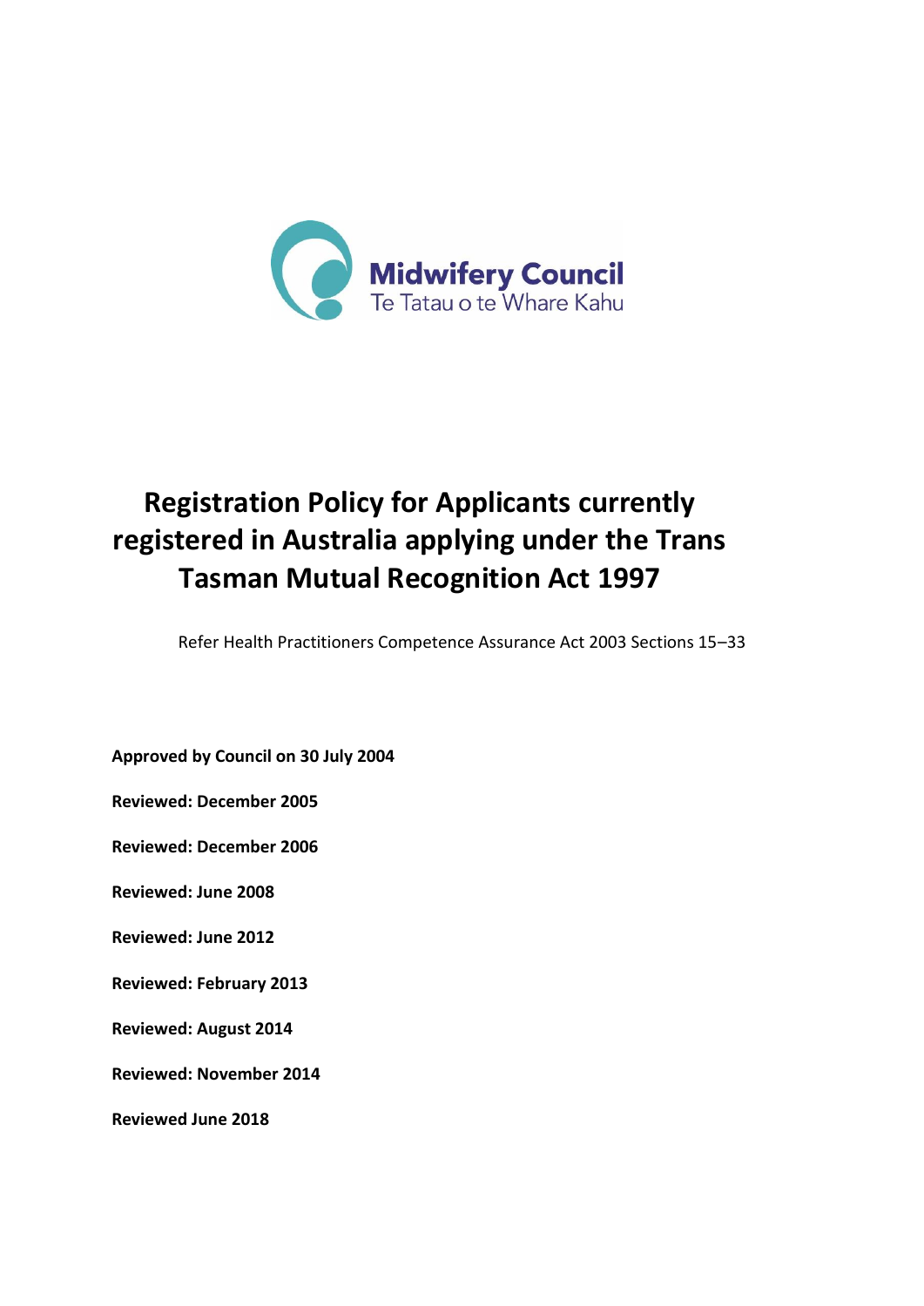Midwifery Council
Te Tatau o te Whare Kahu

# Registration Policy for Applicants currently registered in Australia applying under the Trans Tasman Mutual Recognition Act 1997

Refer Health Practitioners Competence Assurance Act 2003 Sections 15–33

**Approved by Council on 30 July 2004**

**Reviewed: December 2005**

**Reviewed: December 2006**

**Reviewed: June 2008**

**Reviewed: June 2012**

**Reviewed: February 2013**

**Reviewed: August 2014**

**Reviewed: November 2014**

**Reviewed June 2018**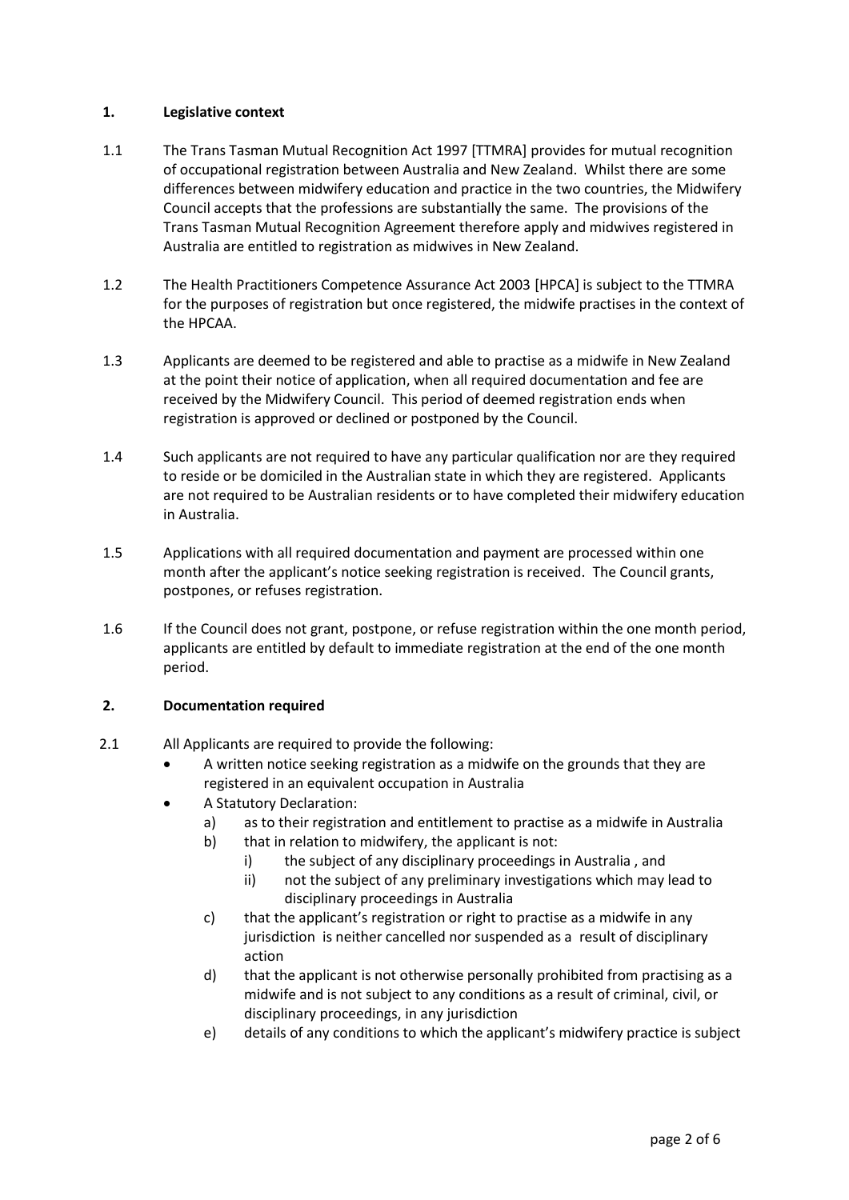## 1. Legislative context

1.1 The Trans Tasman Mutual Recognition Act 1997 [TTMRA] provides for mutual recognition of occupational registration between Australia and New Zealand. Whilst there are some differences between midwifery education and practice in the two countries, the Midwifery Council accepts that the professions are substantially the same. The provisions of the Trans Tasman Mutual Recognition Agreement therefore apply and midwives registered in Australia are entitled to registration as midwives in New Zealand.

1.2 The Health Practitioners Competence Assurance Act 2003 [HPCA] is subject to the TTMRA for the purposes of registration but once registered, the midwife practises in the context of the HPCAA.

1.3 Applicants are deemed to be registered and able to practise as a midwife in New Zealand at the point their notice of application, when all required documentation and fee are received by the Midwifery Council. This period of deemed registration ends when registration is approved or declined or postponed by the Council.

1.4 Such applicants are not required to have any particular qualification nor are they required to reside or be domiciled in the Australian state in which they are registered. Applicants are not required to be Australian residents or to have completed their midwifery education in Australia.

1.5 Applications with all required documentation and payment are processed within one month after the applicant's notice seeking registration is received. The Council grants, postpones, or refuses registration.

1.6 If the Council does not grant, postpone, or refuse registration within the one month period, applicants are entitled by default to immediate registration at the end of the one month period.

## 2. Documentation required

2.1 All Applicants are required to provide the following:

- A written notice seeking registration as a midwife on the grounds that they are registered in an equivalent occupation in Australia
- A Statutory Declaration:
  - a) as to their registration and entitlement to practise as a midwife in Australia
  - b) that in relation to midwifery, the applicant is not:
    - i) the subject of any disciplinary proceedings in Australia , and
    - ii) not the subject of any preliminary investigations which may lead to disciplinary proceedings in Australia
  - c) that the applicant's registration or right to practise as a midwife in any jurisdiction is neither cancelled nor suspended as a result of disciplinary action
  - d) that the applicant is not otherwise personally prohibited from practising as a midwife and is not subject to any conditions as a result of criminal, civil, or disciplinary proceedings, in any jurisdiction
  - e) details of any conditions to which the applicant's midwifery practice is subject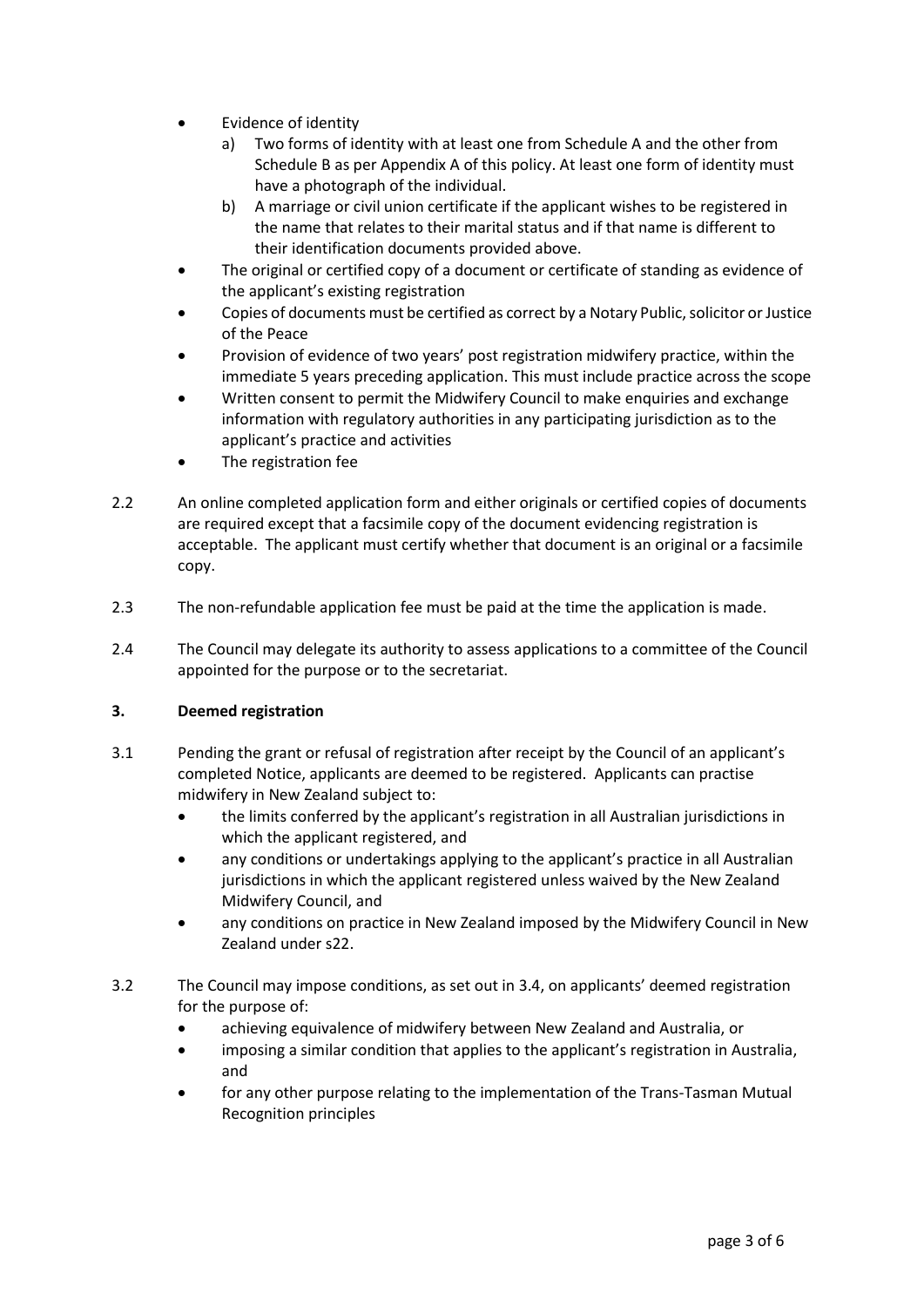- Evidence of identity
    - a) Two forms of identity with at least one from Schedule A and the other from Schedule B as per Appendix A of this policy. At least one form of identity must have a photograph of the individual.
    - b) A marriage or civil union certificate if the applicant wishes to be registered in the name that relates to their marital status and if that name is different to their identification documents provided above.
- The original or certified copy of a document or certificate of standing as evidence of the applicant's existing registration
- Copies of documents must be certified as correct by a Notary Public, solicitor or Justice of the Peace
- Provision of evidence of two years' post registration midwifery practice, within the immediate 5 years preceding application. This must include practice across the scope
- Written consent to permit the Midwifery Council to make enquiries and exchange information with regulatory authorities in any participating jurisdiction as to the applicant's practice and activities
- The registration fee

2.2 An online completed application form and either originals or certified copies of documents are required except that a facsimile copy of the document evidencing registration is acceptable. The applicant must certify whether that document is an original or a facsimile copy.

2.3 The non-refundable application fee must be paid at the time the application is made.

2.4 The Council may delegate its authority to assess applications to a committee of the Council appointed for the purpose or to the secretariat.

## 3. Deemed registration

3.1 Pending the grant or refusal of registration after receipt by the Council of an applicant's completed Notice, applicants are deemed to be registered. Applicants can practise midwifery in New Zealand subject to:

- the limits conferred by the applicant's registration in all Australian jurisdictions in which the applicant registered, and
- any conditions or undertakings applying to the applicant's practice in all Australian jurisdictions in which the applicant registered unless waived by the New Zealand Midwifery Council, and
- any conditions on practice in New Zealand imposed by the Midwifery Council in New Zealand under s22.

3.2 The Council may impose conditions, as set out in 3.4, on applicants' deemed registration for the purpose of:

- achieving equivalence of midwifery between New Zealand and Australia, or
- imposing a similar condition that applies to the applicant's registration in Australia, and
- for any other purpose relating to the implementation of the Trans-Tasman Mutual Recognition principles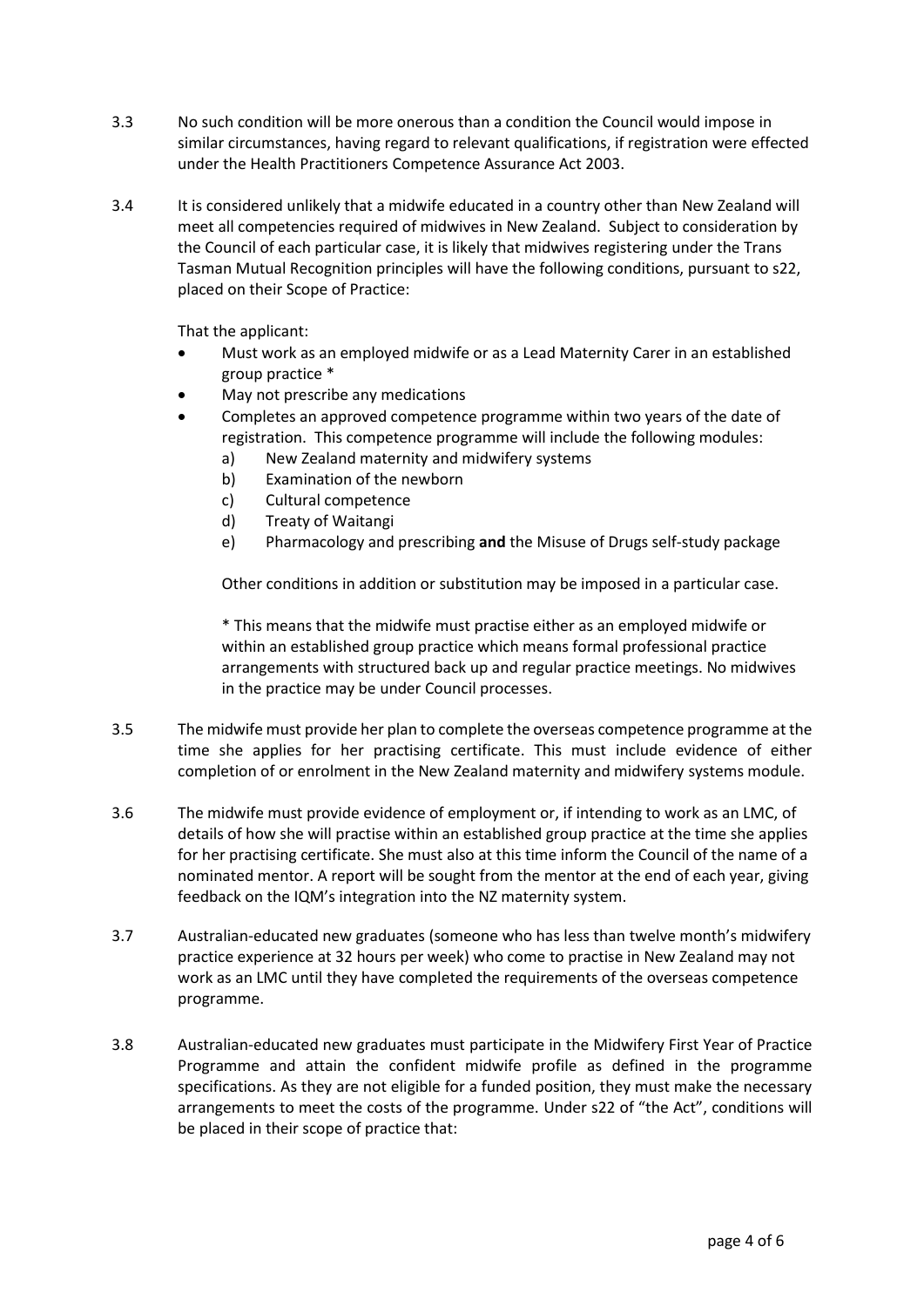3.3 No such condition will be more onerous than a condition the Council would impose in similar circumstances, having regard to relevant qualifications, if registration were effected under the Health Practitioners Competence Assurance Act 2003.

3.4 It is considered unlikely that a midwife educated in a country other than New Zealand will meet all competencies required of midwives in New Zealand. Subject to consideration by the Council of each particular case, it is likely that midwives registering under the Trans Tasman Mutual Recognition principles will have the following conditions, pursuant to s22, placed on their Scope of Practice:

That the applicant:

- Must work as an employed midwife or as a Lead Maternity Carer in an established group practice *
- May not prescribe any medications
- Completes an approved competence programme within two years of the date of registration. This competence programme will include the following modules:
  - a) New Zealand maternity and midwifery systems
  - b) Examination of the newborn
  - c) Cultural competence
  - d) Treaty of Waitangi
  - e) Pharmacology and prescribing **and** the Misuse of Drugs self-study package

Other conditions in addition or substitution may be imposed in a particular case.

* This means that the midwife must practise either as an employed midwife or within an established group practice which means formal professional practice arrangements with structured back up and regular practice meetings. No midwives in the practice may be under Council processes.

3.5 The midwife must provide her plan to complete the overseas competence programme at the time she applies for her practising certificate. This must include evidence of either completion of or enrolment in the New Zealand maternity and midwifery systems module.

3.6 The midwife must provide evidence of employment or, if intending to work as an LMC, of details of how she will practise within an established group practice at the time she applies for her practising certificate. She must also at this time inform the Council of the name of a nominated mentor. A report will be sought from the mentor at the end of each year, giving feedback on the IQM's integration into the NZ maternity system.

3.7 Australian-educated new graduates (someone who has less than twelve month's midwifery practice experience at 32 hours per week) who come to practise in New Zealand may not work as an LMC until they have completed the requirements of the overseas competence programme.

3.8 Australian-educated new graduates must participate in the Midwifery First Year of Practice Programme and attain the confident midwife profile as defined in the programme specifications. As they are not eligible for a funded position, they must make the necessary arrangements to meet the costs of the programme. Under s22 of "the Act", conditions will be placed in their scope of practice that: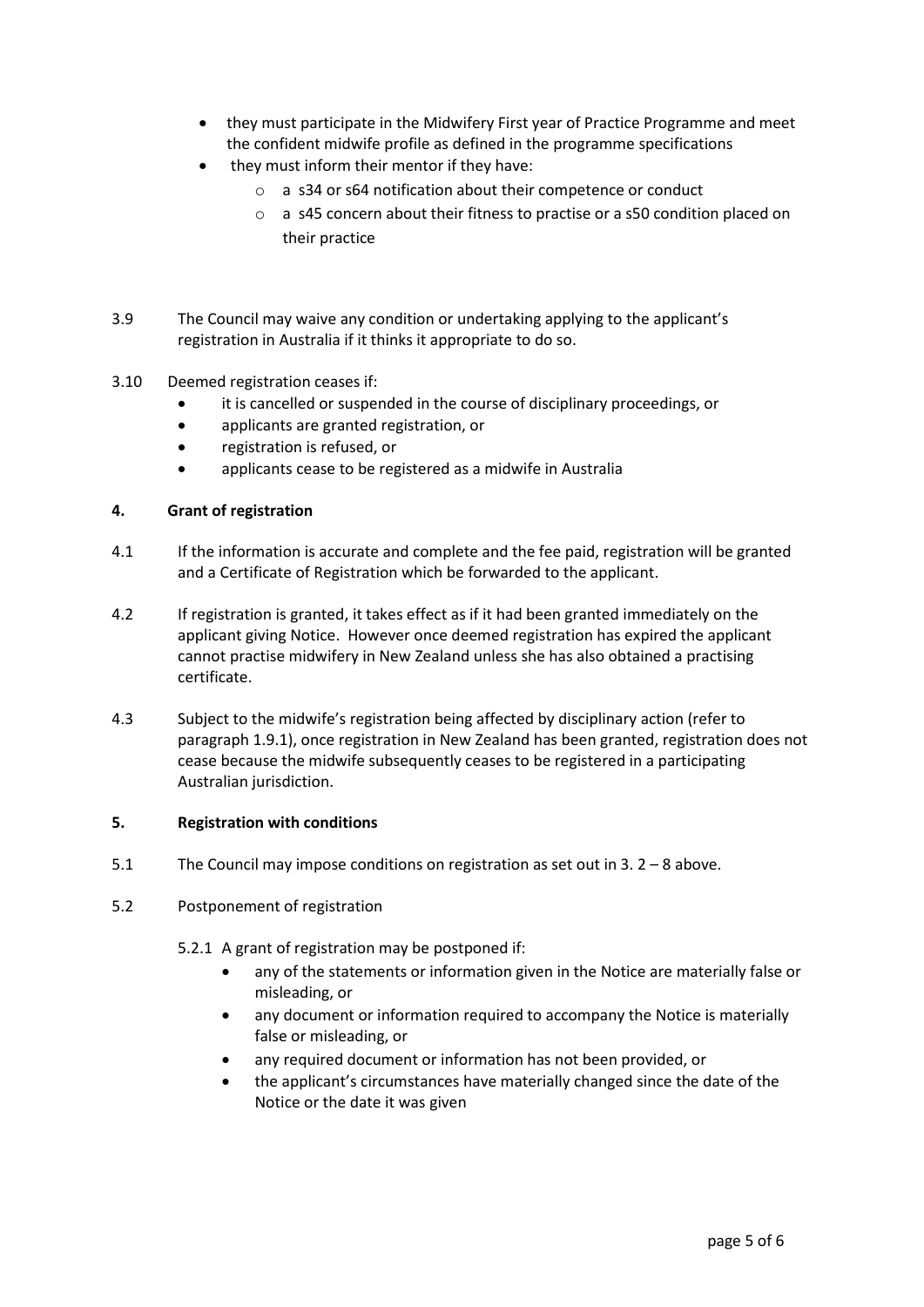- they must participate in the Midwifery First year of Practice Programme and meet the confident midwife profile as defined in the programme specifications
- they must inform their mentor if they have:
  - a s34 or s64 notification about their competence or conduct
  - a s45 concern about their fitness to practise or a s50 condition placed on their practice

3.9 The Council may waive any condition or undertaking applying to the applicant's registration in Australia if it thinks it appropriate to do so.

3.10 Deemed registration ceases if:

- it is cancelled or suspended in the course of disciplinary proceedings, or
- applicants are granted registration, or
- registration is refused, or
- applicants cease to be registered as a midwife in Australia

## 4. Grant of registration

4.1 If the information is accurate and complete and the fee paid, registration will be granted and a Certificate of Registration which be forwarded to the applicant.

4.2 If registration is granted, it takes effect as if it had been granted immediately on the applicant giving Notice. However once deemed registration has expired the applicant cannot practise midwifery in New Zealand unless she has also obtained a practising certificate.

4.3 Subject to the midwife's registration being affected by disciplinary action (refer to paragraph 1.9.1), once registration in New Zealand has been granted, registration does not cease because the midwife subsequently ceases to be registered in a participating Australian jurisdiction.

## 5. Registration with conditions

5.1 The Council may impose conditions on registration as set out in 3. 2 – 8 above.

5.2 Postponement of registration

5.2.1 A grant of registration may be postponed if:

- any of the statements or information given in the Notice are materially false or misleading, or
- any document or information required to accompany the Notice is materially false or misleading, or
- any required document or information has not been provided, or
- the applicant's circumstances have materially changed since the date of the Notice or the date it was given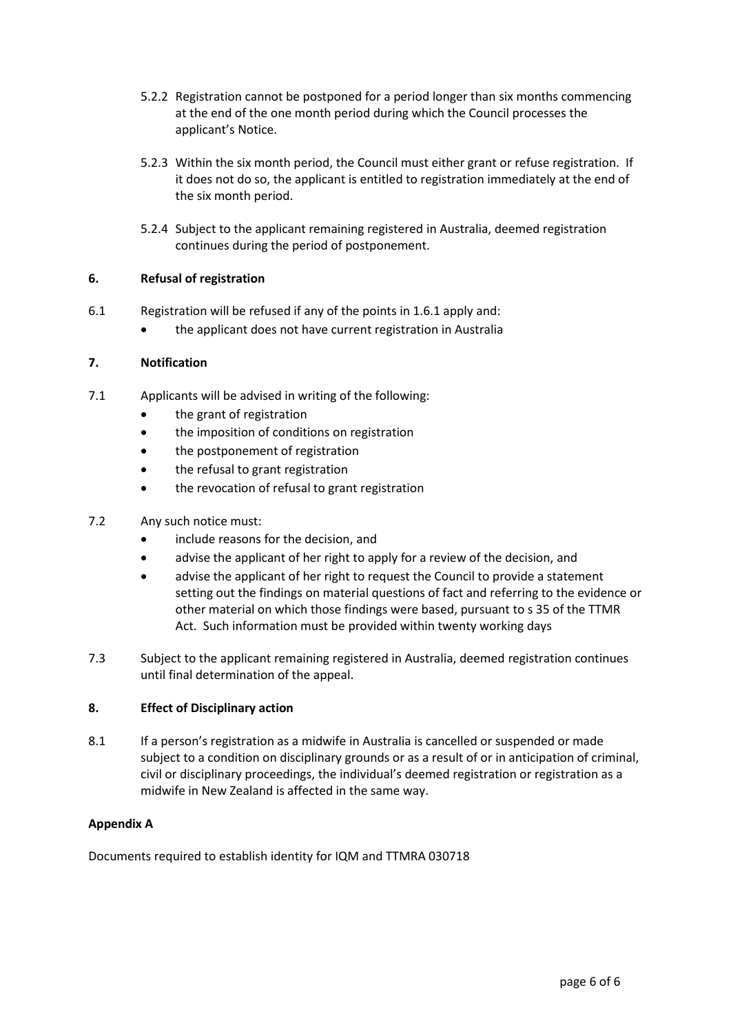5.2.2 Registration cannot be postponed for a period longer than six months commencing at the end of the one month period during which the Council processes the applicant's Notice.

5.2.3 Within the six month period, the Council must either grant or refuse registration. If it does not do so, the applicant is entitled to registration immediately at the end of the six month period.

5.2.4 Subject to the applicant remaining registered in Australia, deemed registration continues during the period of postponement.

## 6. Refusal of registration

6.1 Registration will be refused if any of the points in 1.6.1 apply and:

- the applicant does not have current registration in Australia

## 7. Notification

7.1 Applicants will be advised in writing of the following:

- the grant of registration
- the imposition of conditions on registration
- the postponement of registration
- the refusal to grant registration
- the revocation of refusal to grant registration

7.2 Any such notice must:

- include reasons for the decision, and
- advise the applicant of her right to apply for a review of the decision, and
- advise the applicant of her right to request the Council to provide a statement setting out the findings on material questions of fact and referring to the evidence or other material on which those findings were based, pursuant to s 35 of the TTMR Act. Such information must be provided within twenty working days

7.3 Subject to the applicant remaining registered in Australia, deemed registration continues until final determination of the appeal.

## 8. Effect of Disciplinary action

8.1 If a person's registration as a midwife in Australia is cancelled or suspended or made subject to a condition on disciplinary grounds or as a result of or in anticipation of criminal, civil or disciplinary proceedings, the individual's deemed registration or registration as a midwife in New Zealand is affected in the same way.

## Appendix A

Documents required to establish identity for IQM and TTMRA 030718